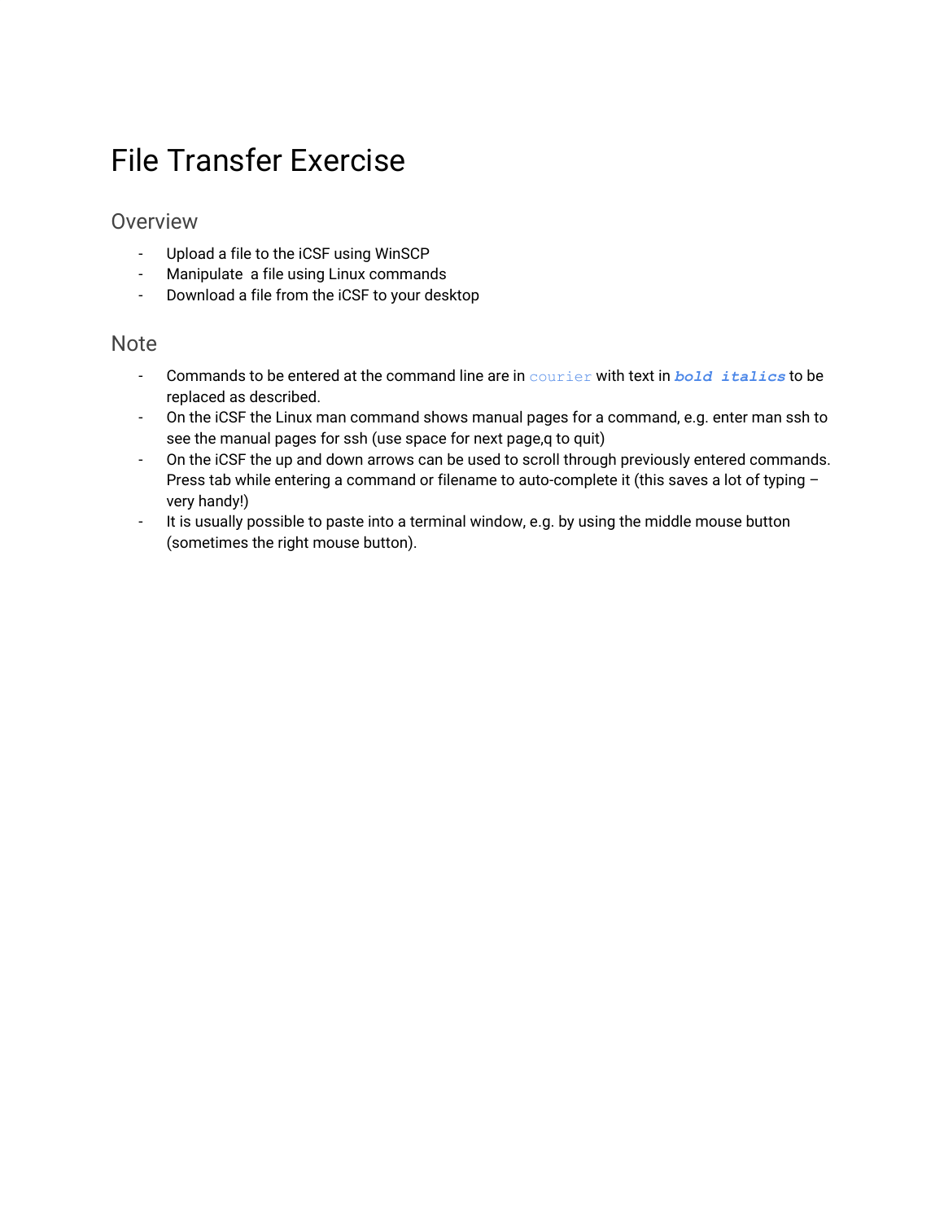# File Transfer Exercise

## Overview

- Upload a file to the iCSF using WinSCP
- Manipulate a file using Linux commands
- Download a file from the iCSF to your desktop

## Note

- Commands to be entered at the command line are in `courier` with text in ***bold italics*** to be replaced as described.
- On the iCSF the Linux man command shows manual pages for a command, e.g. enter man ssh to see the manual pages for ssh (use space for next page,q to quit)
- On the iCSF the up and down arrows can be used to scroll through previously entered commands. Press tab while entering a command or filename to auto-complete it (this saves a lot of typing – very handy!)
- It is usually possible to paste into a terminal window, e.g. by using the middle mouse button (sometimes the right mouse button).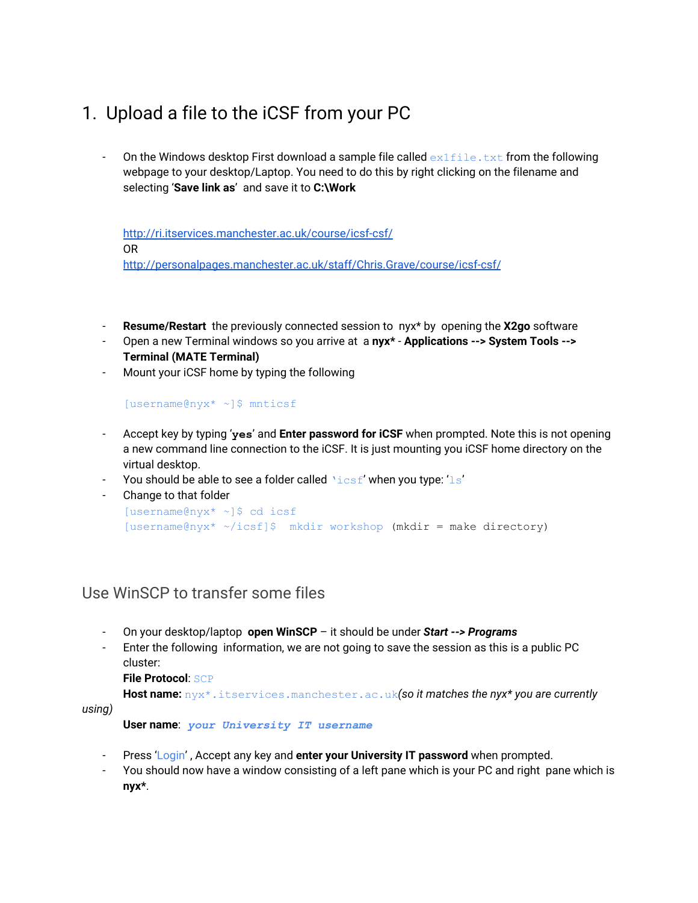# 1. Upload a file to the iCSF from your PC

- On the Windows desktop First download a sample file called `ex1file.txt` from the following webpage to your desktop/Laptop. You need to do this by right clicking on the filename and selecting '**Save link as**' and save it to **C:\Work**

  http://ri.itservices.manchester.ac.uk/course/icsf-csf/
  OR
  http://personalpages.manchester.ac.uk/staff/Chris.Grave/course/icsf-csf/

- **Resume/Restart** the previously connected session to nyx* by opening the **X2go** software
- Open a new Terminal windows so you arrive at a **nyx*** - **Applications --> System Tools --> Terminal (MATE Terminal)**
- Mount your iCSF home by typing the following

```
[username@nyx* ~]$ mnticsf
```

- Accept key by typing '`yes`' and **Enter password for iCSF** when prompted. Note this is not opening a new command line connection to the iCSF. It is just mounting you iCSF home directory on the virtual desktop.
- You should be able to see a folder called '`icsf`' when you type: '`ls`'
- Change to that folder

```
[username@nyx* ~]$ cd icsf
[username@nyx* ~/icsf]$  mkdir workshop  (mkdir = make directory)
```

## Use WinSCP to transfer some files

- On your desktop/laptop **open WinSCP** – it should be under ***Start --> Programs***
- Enter the following information, we are not going to save the session as this is a public PC cluster:
  **File Protocol**: `SCP`
  **Host name:** `nyx*.itservices.manchester.ac.uk`*(so it matches the nyx* you are currently using)*
  **User name**: ***`your University IT username`***
- Press 'Login' , Accept any key and **enter your University IT password** when prompted.
- You should now have a window consisting of a left pane which is your PC and right pane which is **nyx***.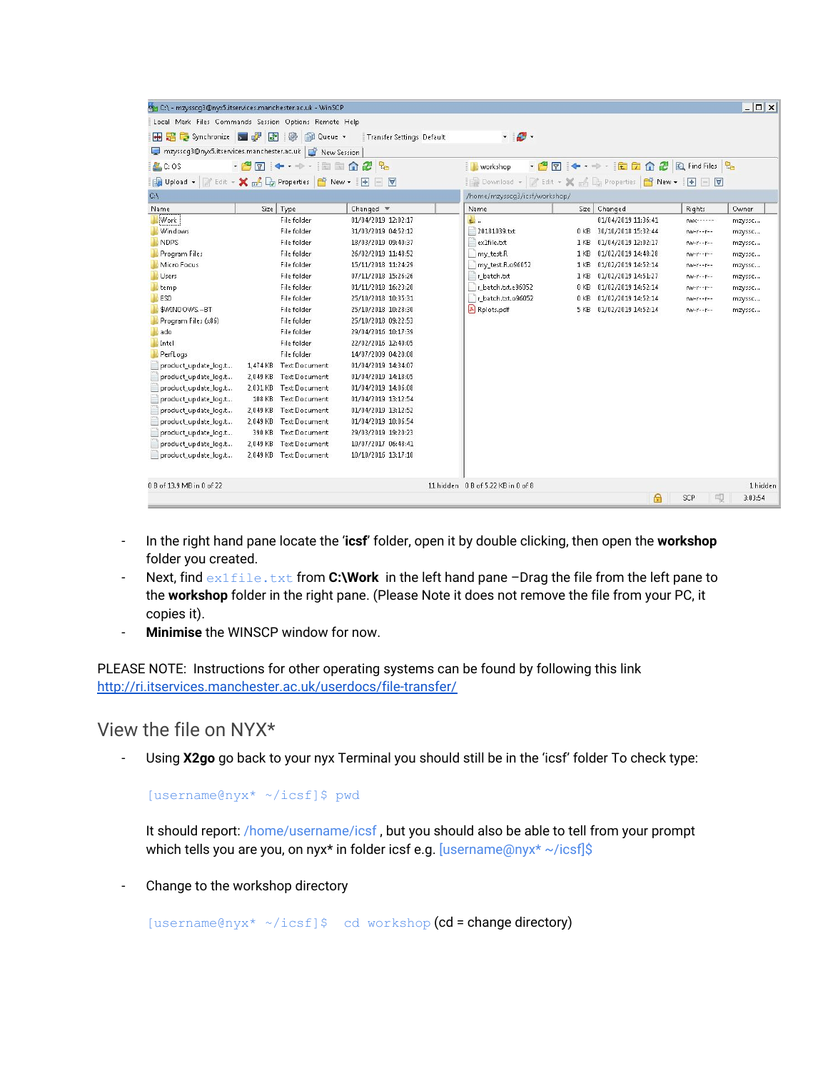- In the right hand pane locate the '**icsf**' folder, open it by double clicking, then open the **workshop** folder you created.
- Next, find `ex1file.txt` from **C:\Work** in the left hand pane –Drag the file from the left pane to the **workshop** folder in the right pane. (Please Note it does not remove the file from your PC, it copies it).
- **Minimise** the WINSCP window for now.

PLEASE NOTE: Instructions for other operating systems can be found by following this link http://ri.itservices.manchester.ac.uk/userdocs/file-transfer/

## View the file on NYX*

- Using **X2go** go back to your nyx Terminal you should still be in the 'icsf' folder To check type:

  ```
  [username@nyx* ~/icsf]$ pwd
  ```

  It should report: /home/username/icsf , but you should also be able to tell from your prompt which tells you are you, on nyx* in folder icsf e.g. [username@nyx* ~/icsf]$

- Change to the workshop directory

  `[username@nyx* ~/icsf]$  cd workshop` (cd = change directory)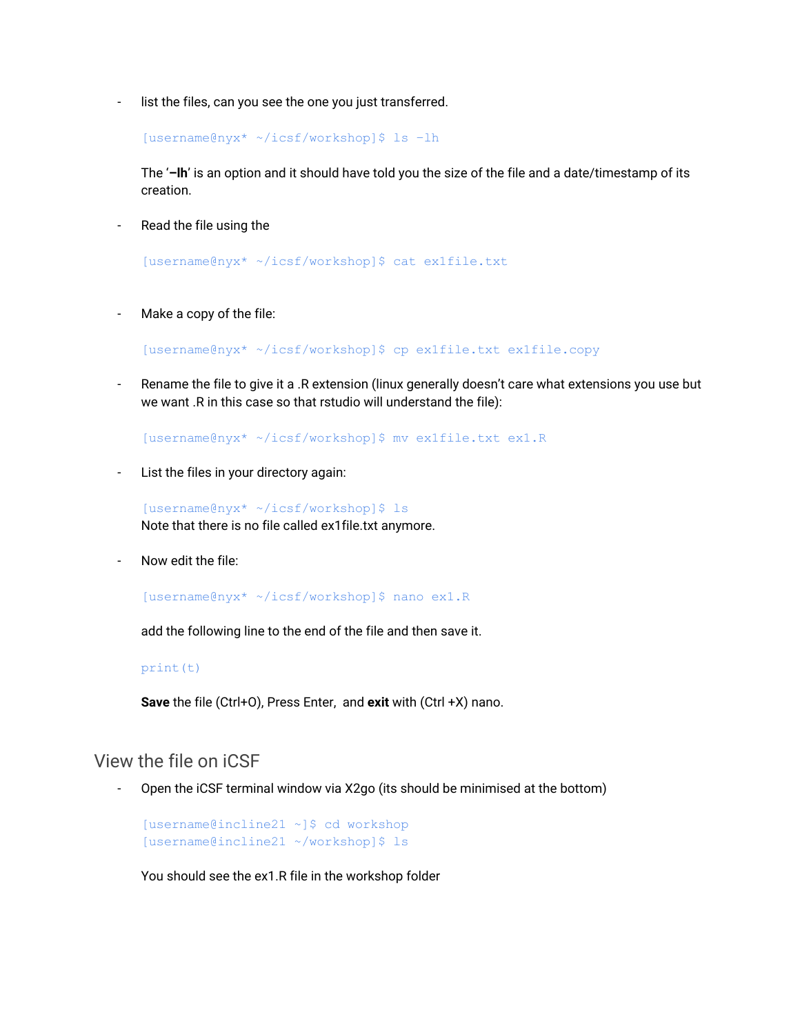- list the files, can you see the one you just transferred.

  ```
  [username@nyx* ~/icsf/workshop]$ ls -lh
  ```

  The '**–lh**' is an option and it should have told you the size of the file and a date/timestamp of its creation.

- Read the file using the

  ```
  [username@nyx* ~/icsf/workshop]$ cat ex1file.txt
  ```

- Make a copy of the file:

  ```
  [username@nyx* ~/icsf/workshop]$ cp ex1file.txt ex1file.copy
  ```

- Rename the file to give it a .R extension (linux generally doesn't care what extensions you use but we want .R in this case so that rstudio will understand the file):

  ```
  [username@nyx* ~/icsf/workshop]$ mv ex1file.txt ex1.R
  ```

- List the files in your directory again:

  ```
  [username@nyx* ~/icsf/workshop]$ ls
  ```

  Note that there is no file called ex1file.txt anymore.

- Now edit the file:

  ```
  [username@nyx* ~/icsf/workshop]$ nano ex1.R
  ```

  add the following line to the end of the file and then save it.

  ```
  print(t)
  ```

  **Save** the file (Ctrl+O), Press Enter, and **exit** with (Ctrl +X) nano.

## View the file on iCSF

- Open the iCSF terminal window via X2go (its should be minimised at the bottom)

  ```
  [username@incline21 ~]$ cd workshop
  [username@incline21 ~/workshop]$ ls
  ```

  You should see the ex1.R file in the workshop folder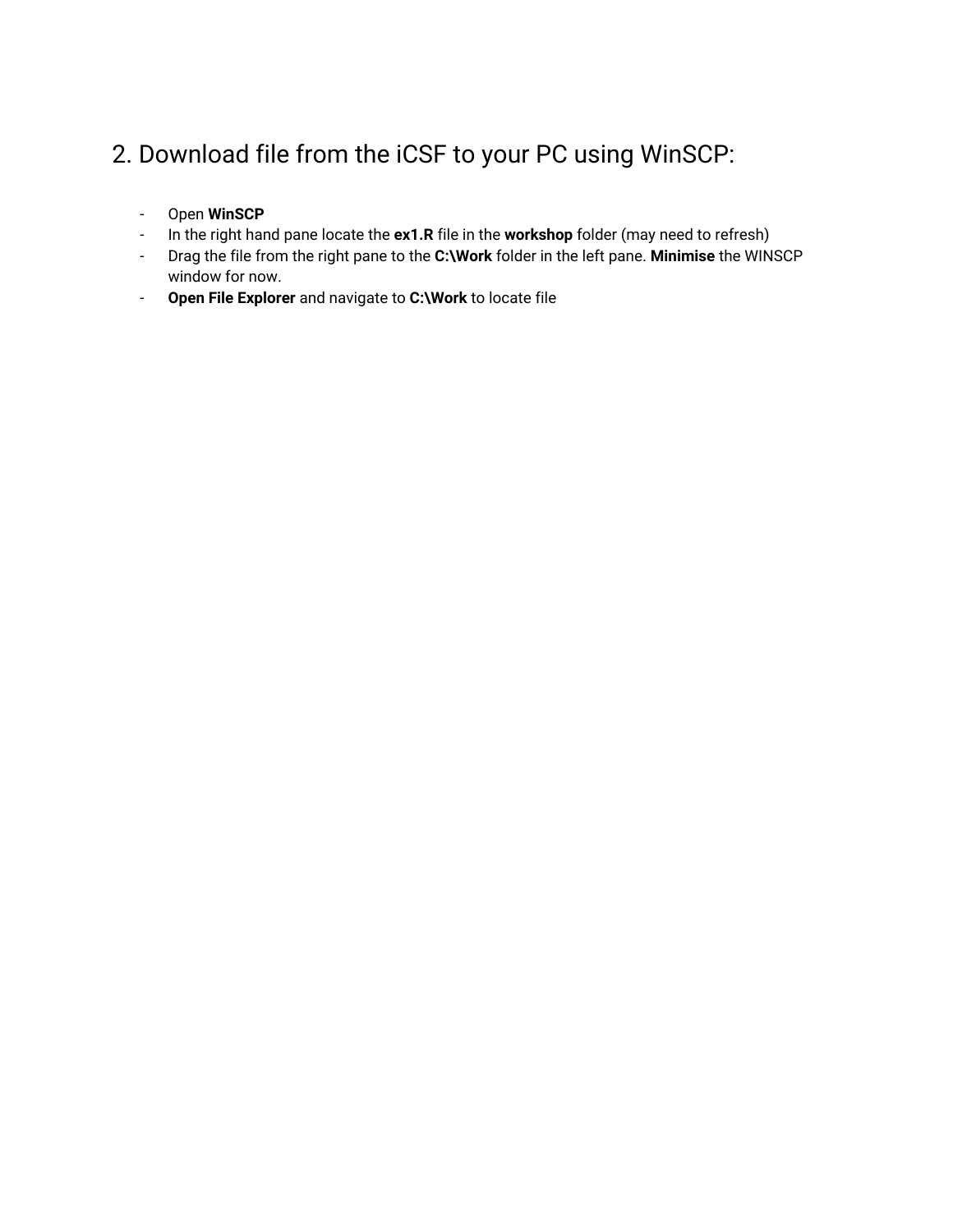## 2. Download file from the iCSF to your PC using WinSCP:

- Open **WinSCP**
- In the right hand pane locate the **ex1.R** file in the **workshop** folder (may need to refresh)
- Drag the file from the right pane to the **C:\Work** folder in the left pane. **Minimise** the WINSCP window for now.
- **Open File Explorer** and navigate to **C:\Work** to locate file